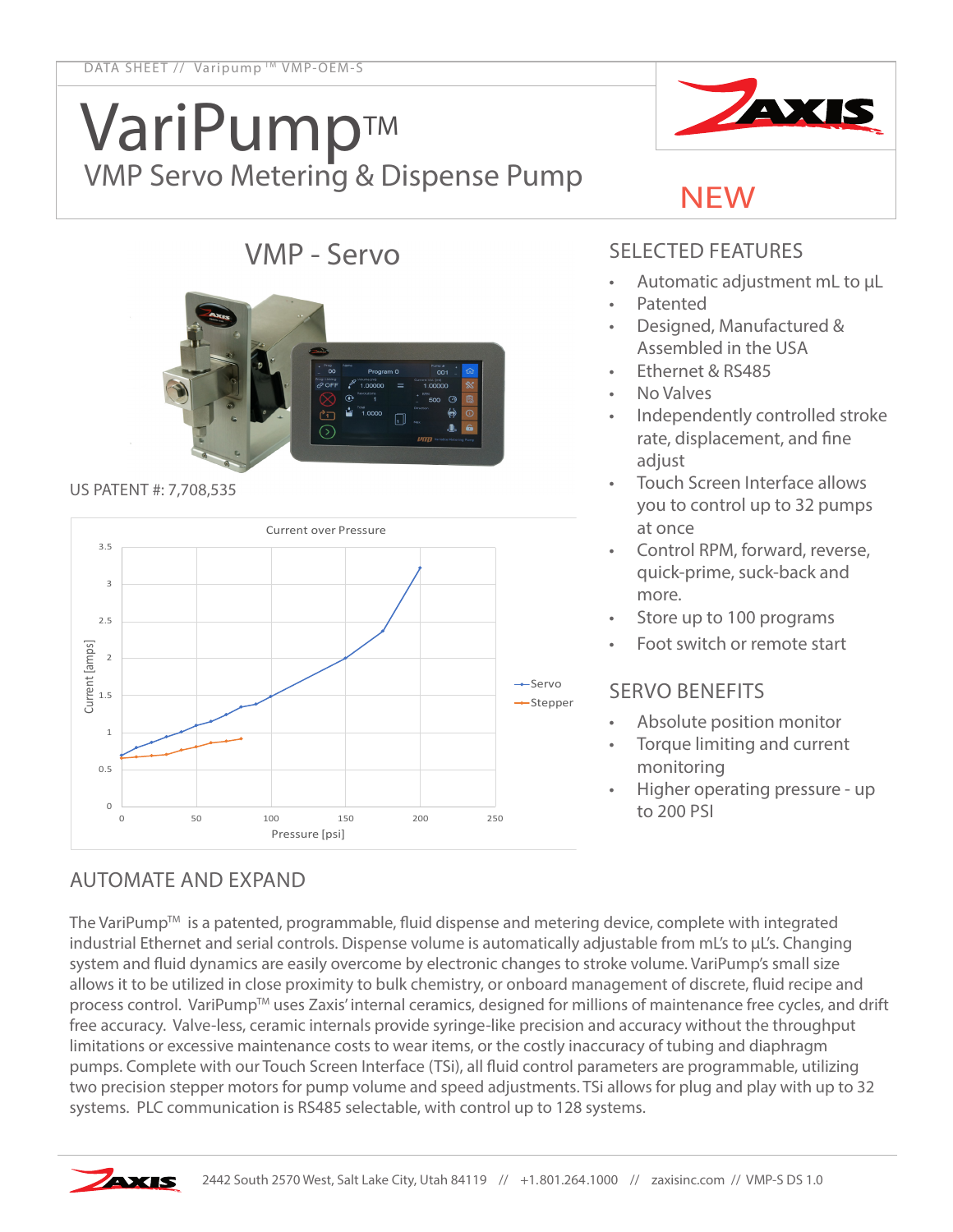DATA SHEET // Varipump™ VMP-OEM-S

# VariPump™

## VMP Servo Metering & Dispense Pump

NEW

### VMP - Servo

US PATENT #: 7,708,535

## SELECTED FEATURES

- Automatic adjustment mL to µL
- Patented
- Designed, Manufactured & Assembled in the USA
- Ethernet & RS485
- No Valves
- Independently controlled stroke rate, displacement, and fine adjust
- Touch Screen Interface allows you to control up to 32 pumps at once
- Control RPM, forward, reverse, quick-prime, suck-back and more.
- Store up to 100 programs
- Foot switch or remote start

## SERVO BENEFITS

- Absolute position monitor
- Torque limiting and current monitoring
- Higher operating pressure - up to 200 PSI

## AUTOMATE AND EXPAND

The VariPump™ is a patented, programmable, fluid dispense and metering device, complete with integrated industrial Ethernet and serial controls. Dispense volume is automatically adjustable from mL's to µL's. Changing system and fluid dynamics are easily overcome by electronic changes to stroke volume. VariPump's small size allows it to be utilized in close proximity to bulk chemistry, or onboard management of discrete, fluid recipe and process control. VariPump™ uses Zaxis' internal ceramics, designed for millions of maintenance free cycles, and drift free accuracy. Valve-less, ceramic internals provide syringe-like precision and accuracy without the throughput limitations or excessive maintenance costs to wear items, or the costly inaccuracy of tubing and diaphragm pumps. Complete with our Touch Screen Interface (TSi), all fluid control parameters are programmable, utilizing two precision stepper motors for pump volume and speed adjustments. TSi allows for plug and play with up to 32 systems. PLC communication is RS485 selectable, with control up to 128 systems.

2442 South 2570 West, Salt Lake City, Utah 84119 // +1.801.264.1000 // zaxisinc.com // VMP-S DS 1.0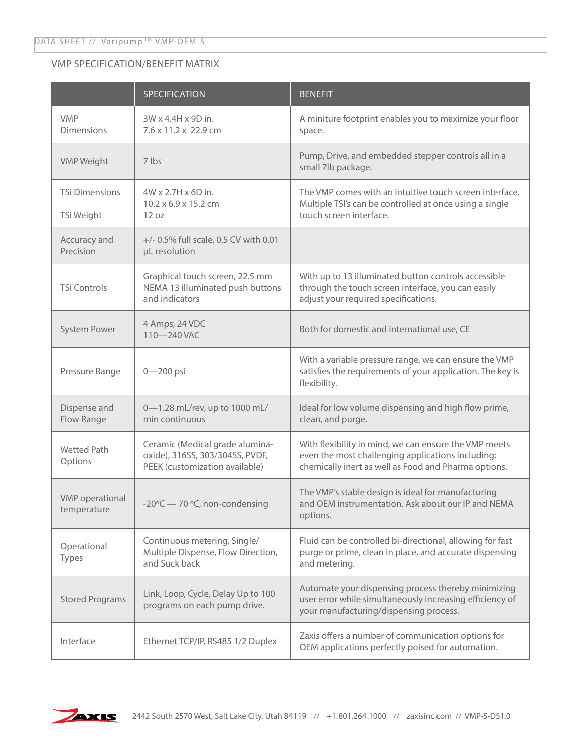VMP SPECIFICATION/BENEFIT MATRIX

| | SPECIFICATION | BENEFIT |
|---|---|---|
| VMP Dimensions | 3W x 4.4H x 9D in. 7.6 x 11.2 x 22.9 cm | A miniture footprint enables you to maximize your floor space. |
| VMP Weight | 7 lbs | Pump, Drive, and embedded stepper controls all in a small 7lb package. |
| TSi Dimensions<br>TSi Weight | 4W x 2.7H x 6D in. 10.2 x 6.9 x 15.2 cm<br>12 oz | The VMP comes with an intuitive touch screen interface. Multiple TSI's can be controlled at once using a single touch screen interface. |
| Accuracy and Precision | +/- 0.5% full scale, 0.5 CV with 0.01 µL resolution | |
| TSi Controls | Graphical touch screen, 22.5 mm NEMA 13 illuminated push buttons and indicators | With up to 13 illuminated button controls accessible through the touch screen interface, you can easily adjust your required specifications. |
| System Power | 4 Amps, 24 VDC 110—240 VAC | Both for domestic and international use, CE |
| Pressure Range | 0—200 psi | With a variable pressure range, we can ensure the VMP satisfies the requirements of your application. The key is flexibility. |
| Dispense and Flow Range | 0—1.28 mL/rev, up to 1000 mL/min continuous | Ideal for low volume dispensing and high flow prime, clean, and purge. |
| Wetted Path Options | Ceramic (Medical grade alumina-oxide), 316SS, 303/304SS, PVDF, PEEK (customization available) | With flexibility in mind, we can ensure the VMP meets even the most challenging applications including: chemically inert as well as Food and Pharma options. |
| VMP operational temperature | -20ºC — 70 ºC, non-condensing | The VMP's stable design is ideal for manufacturing and OEM instrumentation. Ask about our IP and NEMA options. |
| Operational Types | Continuous metering, Single/Multiple Dispense, Flow Direction, and Suck back | Fluid can be controlled bi-directional, allowing for fast purge or prime, clean in place, and accurate dispensing and metering. |
| Stored Programs | Link, Loop, Cycle, Delay Up to 100 programs on each pump drive. | Automate your dispensing process thereby minimizing user error while simultaneously increasing efficiency of your manufacturing/dispensing process. |
| Interface | Ethernet TCP/IP, RS485 1/2 Duplex | Zaxis offers a number of communication options for OEM applications perfectly poised for automation. |

2442 South 2570 West, Salt Lake City, Utah 84119 // +1.801.264.1000 // zaxisinc.com // VMP-S-DS1.0